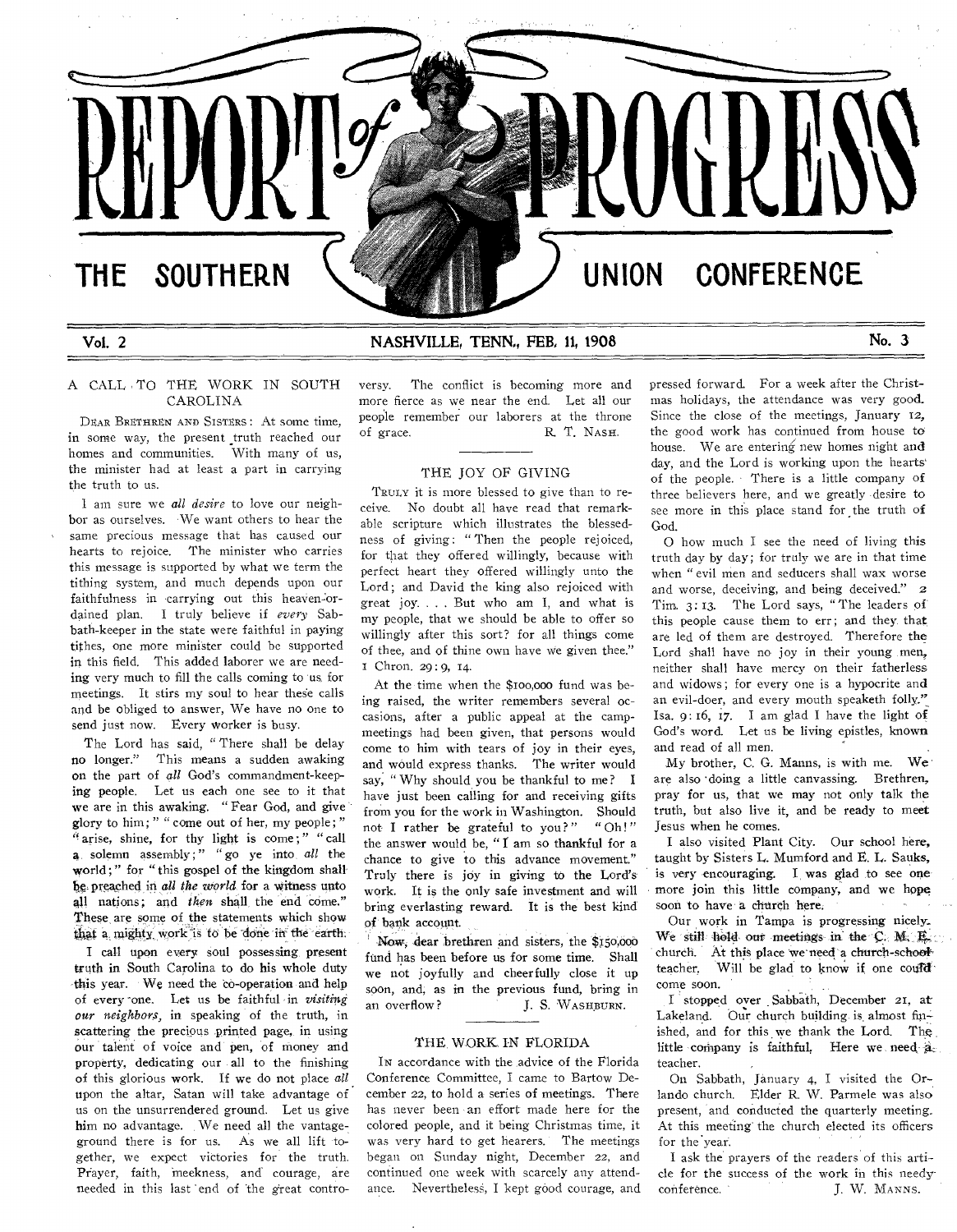# REPORT of PROGRESS

## THE SOUTHERN UNION CONFERENCE

Vol. 2 — NASHVILLE, TENN., FEB. 11, 1908 — No. 3

## A CALL TO THE WORK IN SOUTH CAROLINA

DEAR BRETHREN AND SISTERS: At some time, in some way, the present truth reached our homes and communities. With many of us, the minister had at least a part in carrying the truth to us.

I am sure we *all desire* to love our neighbor as ourselves. We want others to hear the same precious message that has caused our hearts to rejoice. The minister who carries this message is supported by what we term the tithing system, and much depends upon our faithfulness in carrying out this heaven-ordained plan. I truly believe if *every* Sabbath-keeper in the state were faithful in paying tithes, one more minister could be supported in this field. This added laborer we are needing very much to fill the calls coming to us for meetings. It stirs my soul to hear these calls and be obliged to answer, We have no one to send just now. Every worker is busy.

The Lord has said, "There shall be delay no longer." This means a sudden awaking on the part of *all* God's commandment-keeping people. Let us each one see to it that we are in this awaking. "Fear God, and give glory to him;" "come out of her, my people;" "arise, shine, for thy light is come;" "call a solemn assembly;" "go ye into *all* the world;" for "this gospel of the kingdom shall be preached in *all the world* for a witness unto all nations; and *then* shall the end come." These are some of the statements which show that a mighty work is to be done in the earth.

I call upon every soul possessing present truth in South Carolina to do his whole duty this year. We need the co-operation and help of every one. Let us be faithful in *visiting our neighbors,* in speaking of the truth, in scattering the precious printed page, in using our talent of voice and pen, of money and property, dedicating our all to the finishing of this glorious work. If we do not place *all* upon the altar, Satan will take advantage of us on the unsurrendered ground. Let us give him no advantage. We need all the vantage-ground there is for us. As we all lift together, we expect victories for the truth. Prayer, faith, meekness, and courage, are needed in this last end of the great controversy. The conflict is becoming more and more fierce as we near the end. Let all our people remember our laborers at the throne of grace.

R. T. NASH.

## THE JOY OF GIVING

TRULY it is more blessed to give than to receive. No doubt all have read that remarkable scripture which illustrates the blessedness of giving: "Then the people rejoiced, for that they offered willingly, because with perfect heart they offered willingly unto the Lord; and David the king also rejoiced with great joy. . . . But who am I, and what is my people, that we should be able to offer so willingly after this sort? for all things come of thee, and of thine own have we given thee." 1 Chron. 29:9, 14.

At the time when the $100,000 fund was being raised, the writer remembers several occasions, after a public appeal at the camp-meetings had been given, that persons would come to him with tears of joy in their eyes, and would express thanks. The writer would say, "Why should you be thankful to me? I have just been calling for and receiving gifts from you for the work in Washington. Should not I rather be grateful to you?" "Oh!" the answer would be, "I am so thankful for a chance to give to this advance movement." Truly there is joy in giving to the Lord's work. It is the only safe investment and will bring everlasting reward. It is the best kind of bank account.

Now, dear brethren and sisters, the $150,000 fund has been before us for some time. Shall we not joyfully and cheerfully close it up soon, and, as in the previous fund, bring in an overflow?

J. S. WASHBURN.

## THE WORK IN FLORIDA

IN accordance with the advice of the Florida Conference Committee, I came to Bartow December 22, to hold a series of meetings. There has never been an effort made here for the colored people, and it being Christmas time, it was very hard to get hearers. The meetings began on Sunday night, December 22, and continued one week with scarcely any attendance. Nevertheless, I kept good courage, and pressed forward. For a week after the Christmas holidays, the attendance was very good. Since the close of the meetings, January 12, the good work has continued from house to house. We are entering new homes night and day, and the Lord is working upon the hearts of the people. There is a little company of three believers here, and we greatly desire to see more in this place stand for the truth of God.

O how much I see the need of living this truth day by day; for truly we are in that time when "evil men and seducers shall wax worse and worse, deceiving, and being deceived." 2 Tim. 3:13. The Lord says, "The leaders of this people cause them to err; and they that are led of them are destroyed. Therefore the Lord shall have no joy in their young men, neither shall have mercy on their fatherless and widows; for every one is a hypocrite and an evil-doer, and every mouth speaketh folly." Isa. 9:16, 17. I am glad I have the light of God's word. Let us be living epistles, known and read of all men.

My brother, C. G. Manns, is with me. We are also doing a little canvassing. Brethren, pray for us, that we may not only talk the truth, but also live it, and be ready to meet Jesus when he comes.

I also visited Plant City. Our school here, taught by Sisters L. Mumford and E. L. Sauks, is very encouraging. I was glad to see one more join this little company, and we hope soon to have a church here.

Our work in Tampa is progressing nicely. We still hold our meetings in the C. M. E. church. At this place we need a church-school teacher. Will be glad to know if one could come soon.

I stopped over Sabbath, December 21, at Lakeland. Our church building is almost finished, and for this we thank the Lord. The little company is faithful. Here we need a teacher.

On Sabbath, January 4, I visited the Orlando church. Elder R. W. Parmele was also present, and conducted the quarterly meeting. At this meeting the church elected its officers for the year.

I ask the prayers of the readers of this article for the success of the work in this needy conference.

J. W. MANNS.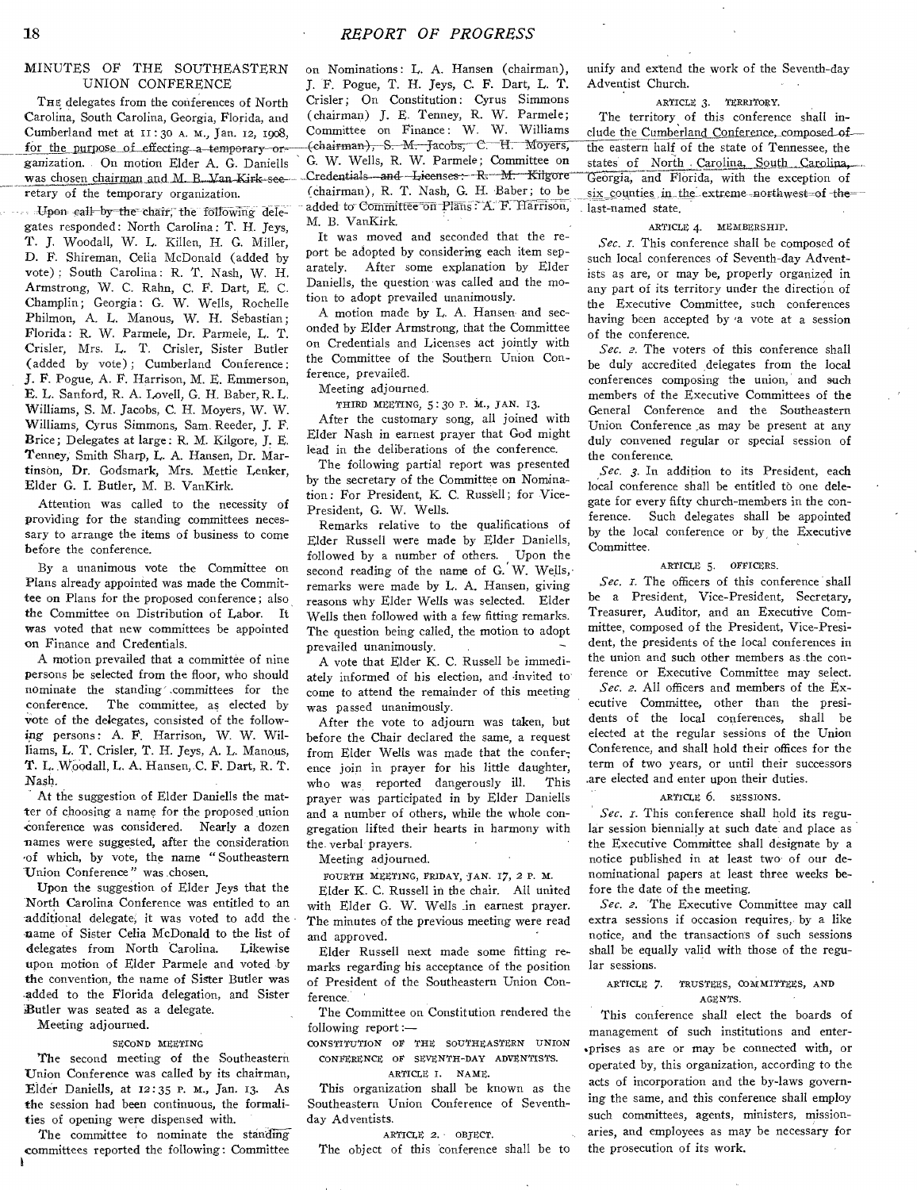## MINUTES OF THE SOUTHEASTERN UNION CONFERENCE

The delegates from the conferences of North Carolina, South Carolina, Georgia, Florida, and Cumberland met at 11:30 A. M., Jan. 12, 1908, for the purpose of effecting a temporary organization. On motion Elder A. G. Daniells was chosen chairman and M. B. Van Kirk secretary of the temporary organization.

Upon call by the chair, the following delegates responded: North Carolina: T. H. Jeys, T. J. Woodall, W. L. Killen, H. G. Miller, D. F. Shireman, Celia McDonald (added by vote); South Carolina: R. T. Nash, W. H. Armstrong, W. C. Rahn, C. F. Dart, E. C. Champlin; Georgia: G. W. Wells, Rochelle Philmon, A. L. Manous, W. H. Sebastian; Florida: R. W. Parmele, Dr. Parmele, L. T. Crisler, Mrs. L. T. Crisler, Sister Butler (added by vote); Cumberland Conference: J. F. Pogue, A. F. Harrison, M. E. Emmerson, E. L. Sanford, R. A. Lovell, G. H. Baber, R. L. Williams, S. M. Jacobs, C. H. Moyers, W. W. Williams, Cyrus Simmons, Sam. Reeder, J. F. Brice; Delegates at large: R. M. Kilgore, J. E. Tenney, Smith Sharp, L. A. Hansen, Dr. Martinson, Dr. Godsmark, Mrs. Mettie Lenker, Elder G. I. Butler, M. B. VanKirk.

Attention was called to the necessity of providing for the standing committees necessary to arrange the items of business to come before the conference.

By a unanimous vote the Committee on Plans already appointed was made the Committee on Plans for the proposed conference; also the Committee on Distribution of Labor. It was voted that new committees be appointed on Finance and Credentials.

A motion prevailed that a committee of nine persons be selected from the floor, who should nominate the standing committees for the conference. The committee, as elected by vote of the delegates, consisted of the following persons: A. F. Harrison, W. W. Williams, L. T. Crisler, T. H. Jeys, A. L. Manous, T. L. Woodall, L. A. Hansen, C. F. Dart, R. T. Nash.

At the suggestion of Elder Daniells the matter of choosing a name for the proposed union conference was considered. Nearly a dozen names were suggested, after the consideration of which, by vote, the name "Southeastern Union Conference" was chosen.

Upon the suggestion of Elder Jeys that the North Carolina Conference was entitled to an additional delegate, it was voted to add the name of Sister Celia McDonald to the list of delegates from North Carolina. Likewise upon motion of Elder Parmele and voted by the convention, the name of Sister Butler was added to the Florida delegation, and Sister Butler was seated as a delegate.

Meeting adjourned.

### SECOND MEETING

The second meeting of the Southeastern Union Conference was called by its chairman, Elder Daniells, at 12:35 P. M., Jan. 13. As the session had been continuous, the formalities of opening were dispensed with.

The committee to nominate the standing committees reported the following: Committee on Nominations: L. A. Hansen (chairman), J. F. Pogue, T. H. Jeys, C. F. Dart, L. T. Crisler; On Constitution: Cyrus Simmons (chairman) J. E. Tenney, R. W. Parmele; Committee on Finance: W. W. Williams (chairman), S. M. Jacobs, C. H. Moyers, G. W. Wells, R. W. Parmele; Committee on Credentials and Licenses: R. M. Kilgore (chairman), R. T. Nash, G. H. Baber; to be added to Committee on Plans: A. F. Harrison, M. B. VanKirk.

It was moved and seconded that the report be adopted by considering each item separately. After some explanation by Elder Daniells, the question was called and the motion to adopt prevailed unanimously.

A motion made by L. A. Hansen and seconded by Elder Armstrong, that the Committee on Credentials and Licenses act jointly with the Committee of the Southern Union Conference, prevailed.

Meeting adjourned.

### THIRD MEETING, 5:30 P. M., JAN. 13.

After the customary song, all joined with Elder Nash in earnest prayer that God might lead in the deliberations of the conference.

The following partial report was presented by the secretary of the Committee on Nomination: For President, K. C. Russell; for Vice-President, G. W. Wells.

Remarks relative to the qualifications of Elder Russell were made by Elder Daniells, followed by a number of others. Upon the second reading of the name of G. W. Wells, remarks were made by L. A. Hansen, giving reasons why Elder Wells was selected. Elder Wells then followed with a few fitting remarks. The question being called, the motion to adopt prevailed unanimously.

A vote that Elder K. C. Russell be immediately informed of his election, and invited to come to attend the remainder of this meeting was passed unanimously.

After the vote to adjourn was taken, but before the Chair declared the same, a request from Elder Wells was made that the conference join in prayer for his little daughter, who was reported dangerously ill. This prayer was participated in by Elder Daniells and a number of others, while the whole congregation lifted their hearts in harmony with the verbal prayers.

Meeting adjourned.

### FOURTH MEETING, FRIDAY, JAN. 17, 2 P. M.

Elder K. C. Russell in the chair. All united with Elder G. W. Wells in earnest prayer. The minutes of the previous meeting were read and approved.

Elder Russell next made some fitting remarks regarding his acceptance of the position of President of the Southeastern Union Conference.

The Committee on Constitution rendered the following report:—

### CONSTITUTION OF THE SOUTHEASTERN UNION CONFERENCE OF SEVENTH-DAY ADVENTISTS.

#### ARTICLE 1. NAME.

This organization shall be known as the Southeastern Union Conference of Seventh-day Adventists.

#### ARTICLE 2. OBJECT.

The object of this conference shall be to unify and extend the work of the Seventh-day Adventist Church.

#### ARTICLE 3. TERRITORY.

The territory of this conference shall include the Cumberland Conference, composed of the eastern half of the state of Tennessee, the states of North Carolina, South Carolina, Georgia, and Florida, with the exception of six counties in the extreme northwest of the last-named state.

#### ARTICLE 4. MEMBERSHIP.

*Sec. 1.* This conference shall be composed of such local conferences of Seventh-day Adventists as are, or may be, properly organized in any part of its territory under the direction of the Executive Committee, such conferences having been accepted by a vote at a session of the conference.

*Sec. 2.* The voters of this conference shall be duly accredited delegates from the local conferences composing the union, and such members of the Executive Committees of the General Conference and the Southeastern Union Conference as may be present at any duly convened regular or special session of the conference.

*Sec. 3.* In addition to its President, each local conference shall be entitled to one delegate for every fifty church-members in the conference. Such delegates shall be appointed by the local conference or by the Executive Committee.

#### ARTICLE 5. OFFICERS.

*Sec. 1.* The officers of this conference shall be a President, Vice-President, Secretary, Treasurer, Auditor, and an Executive Committee, composed of the President, Vice-President, the presidents of the local conferences in the union and such other members as the conference or Executive Committee may select.

*Sec. 2.* All officers and members of the Executive Committee, other than the presidents of the local conferences, shall be elected at the regular sessions of the Union Conference, and shall hold their offices for the term of two years, or until their successors are elected and enter upon their duties.

#### ARTICLE 6. SESSIONS.

*Sec. 1.* This conference shall hold its regular session biennially at such date and place as the Executive Committee shall designate by a notice published in at least two of our denominational papers at least three weeks before the date of the meeting.

*Sec. 2.* The Executive Committee may call extra sessions if occasion requires, by a like notice, and the transactions of such sessions shall be equally valid with those of the regular sessions.

#### ARTICLE 7. TRUSTEES, COMMITTEES, AND AGENTS.

This conference shall elect the boards of management of such institutions and enterprises as are or may be connected with, or operated by, this organization, according to the acts of incorporation and the by-laws governing the same, and this conference shall employ such committees, agents, ministers, missionaries, and employees as may be necessary for the prosecution of its work.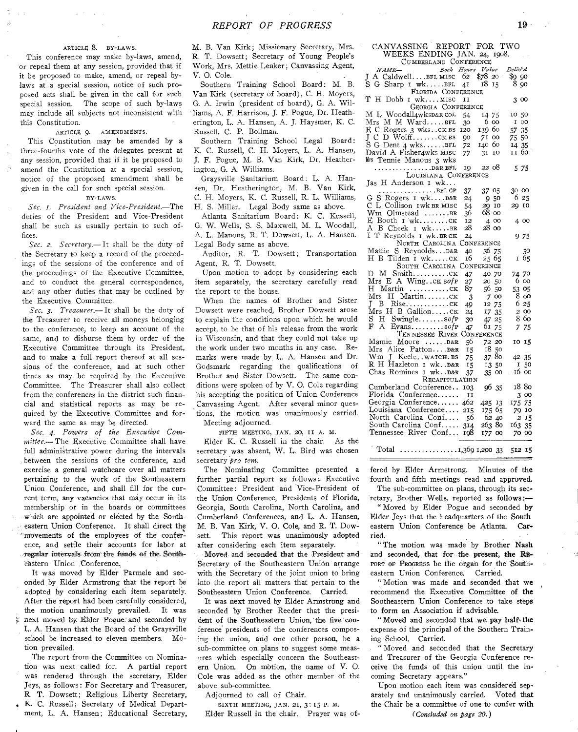ARTICLE 8. BY-LAWS.

This conference may make by-laws, amend, or repeal them at any session, provided that if it be proposed to make, amend, or repeal by-laws at a special session, notice of such proposed acts shall be given in the call for such special session. The scope of such by-laws may include all subjects not inconsistent with this Constitution.

ARTICLE 9. AMENDMENTS.

This Constitution may be amended by a three-fourths vote of the delegates present at any session, provided that if it be proposed to amend the Constitution at a special session, notice of the proposed amendment shall be given in the call for such special session.

BY-LAWS.

*Sec. 1. President and Vice-President.*—The duties of the President and Vice-President shall be such as usually pertain to such offices.

*Sec. 2. Secretary.*—It shall be the duty of the Secretary to keep a record of the proceedings of the sessions of the conference and of the proceedings of the Executive Committee, and to conduct the general correspondence, and any other duties that may be outlined by the Executive Committee.

*Sec. 3. Treasurer.*—It shall be the duty of the Treasurer to receive all moneys belonging to the conference, to keep an account of the same, and to disburse them by order of the Executive Committee through its President, and to make a full report thereof at all sessions of the conference, and at such other times as may be required by the Executive Committee. The Treasurer shall also collect from the conferences in the district such financial and statistical reports as may be required by the Executive Committee and forward the same as may be directed.

*Sec. 4. Powers of the Executive Committee.*—The Executive Committee shall have full administrative power during the intervals between the sessions of the conference, and exercise a general watchcare over all matters pertaining to the work of the Southeastern Union Conference, and shall fill for the current term, any vacancies that may occur in its membership or in the boards or committees which are appointed or elected by the Southeastern Union Conference. It shall direct the movements of the employees of the conference, and settle their accounts for labor at regular intervals from the funds of the Southeastern Union Conference.

It was moved by Elder Parmele and seconded by Elder Armstrong that the report be adopted by considering each item separately. After the report had been carefully considered, the motion unanimously prevailed. It was next moved by Elder Pogue and seconded by L. A. Hansen that the Board of the Graysville school be increased to eleven members. Motion prevailed.

The report from the Committee on Nominations was next called for. A partial report was rendered through the secretary, Elder Jeys, as follows: For Secretary and Treasurer, R. T. Dowsett; Religious Liberty Secretary, K. C. Russell; Secretary of Medical Department, L. A. Hansen; Educational Secretary, M. B. Van Kirk; Missionary Secretary, Mrs. R. T. Dowsett; Secretary of Young People's Work, Mrs. Mettie Lenker; Canvassing Agent, V. O. Cole.

Southern Training School Board: M. B. Van Kirk (secretary of board), C. H. Moyers, G. A. Irwin (president of board), G. A. Williams, A. F. Harrison, J. F. Pogue, Dr. Hetherington, L. A. Hansen, A. J. Haysmer, K. C. Russell, C. P. Bollman.

Southern Training School Legal Board: K. C. Russell, C. H. Moyers, L. A. Hansen, J. F. Pogue, M. B. Van Kirk, Dr. Hetherington, G. A. Williams.

Graysville Sanitarium Board: L. A. Hansen, Dr. Heatherington, M. B. Van Kirk, C. H. Moyers, K. C. Russell, R. L. Williams, H. S. Miller. Legal Body same as above.

Atlanta Sanitarium Board: K. C. Kussell, G. W. Wells, S. S. Maxwell, M. L. Woodall, A. L. Manous, R. T. Dowsett, L. A. Hansen. Legal Body same as above.

Auditor, R. T. Dowsett; Transportation Agent, R. T. Dowsett.

Upon motion to adopt by considering each item separately, the secretary carefully read the report to the house.

When the names of Brother and Sister Dowsett were reached, Brother Dowsett arose to explain the conditions upon which he would accept, to be that of his release from the work in Wisconsin, and that they could not take up the work under two months in any case. Remarks were made by L. A. Hansen and Dr. Godsmark regarding the qualifications of Brother and Sister Dowsett. The same conditions were spoken of by V. O. Cole regarding his accepting the position of Union Conference Canvassing Agent. After several minor questions, the motion was unanimously carried.

Meeting adjourned.

FIFTH MEETING, JAN. 20, 11 A. M.

Elder K. C. Russell in the chair. As the secretary was absent, W. L. Bird was chosen secretary *pro tem.*

The Nominating Committee presented a further partial report as follows: Executive Committee: President and Vice-President of the Union Conference, Presidents of Florida, Georgia, South Carolina, North Carolina, and Cumberland Conferences, and L. A. Hansen, M. B. Van Kirk, V. O. Cole, and R. T. Dowsett. This report was unanimously adopted after considering each item separately.

Moved and seconded that the President and Secretary of the Southeastern Union arrange with the Secretary of the joint union to bring into the report all matters that pertain to the Southeastern Union Conference. Carried.

It was next moved by Elder Armstrong and seconded by Brother Reeder that the president of the Southeastern Union, the five conference presidents of the conferences composing the union, and one other person, be a sub-committee on plans to suggest some measures which especially concern the Southeastern Union. On motion, the name of V. O. Cole was added as the other member of the above sub-committee.

Adjourned to call of Chair.

SIXTH MEETING, JAN. 21, 3:15 P. M.

Elder Russell in the chair. Prayer was offered by Elder Armstrong. Minutes of the fourth and fifth meetings read and approved.

The sub-committee on plans, through its secretary, Brother Wells, reported as follows:—

"Moved by Elder Pogue and seconded by Elder Jeys that the headquarters of the Southeastern Union Conference be Atlanta. Carried.

"The motion was made by Brother Nash and seconded, that for the present, the REPORT OF PROGRESS be the organ for the Southeastern Union Conference. Carried.

"Motion was made and seconded that we recommend the Executive Committee of the Southeastern Union Conference to take steps to form an Association if advisable.

"Moved and seconded that we pay half the expense of the principal of the Southern Training School. Carried.

"Moved and seconded that the Secretary and Treasurer of the Georgia Conference receive the funds of this union until the incoming Secretary appears."

Upon motion each item was considered separately and unanimously carried. Voted that the Chair be a committee of one to confer with

*(Concluded on page 20.)*

## CANVASSING REPORT FOR TWO WEEKS ENDING JAN. 24, 1908.

| NAME— | Book | Hours | Value | Deliv'd |
|---|---|---|---|---|
| **CUMBERLAND CONFERENCE** | | | | |
| J A Caldwell | BFL MISC | 62 | $78 20 | $9 90 |
| S G Sharp 1 wk | BFL | 41 | 18 15 | 8 90 |
| **FLORIDA CONFERENCE** | | | | |
| T H Dobb 1 wk | MISC | 11 | | 3 00 |
| **GEORGIA CONFERENCE** | | | | |
| M L Woodall 4 wks | D&R COL | 54 | 14 75 | 10 50 |
| Mrs M M Ward | BFL | 30 | 6 00 | 1 00 |
| E C Rogers 3 wks | CK BS | 120 | 139 60 | 57 35 |
| J C D Wolff | CK BS | 90 | 71 00 | 75 50 |
| S G Dent 4 wks | BFL | 72 | 140 60 | 14 35 |
| David A Fisher 4 wks | MISC | 77 | 31 10 | 11 60 |
| Mrs Tennie Manous 3 wks | D&R BFL | 19 | 22 08 | 5 75 |
| **LOUISIANA CONFERENCE** | | | | |
| Jas H Anderson 1 wk | BFL GP | 37 | 37 05 | 30 00 |
| G S Rogers 1 wk | D&R | 24 | 9 50 | 6 25 |
| C L Collison 1 wk | BR MISC | 54 | 29 10 | 29 10 |
| Wm Olmstead | BR | 36 | 68 00 | |
| E Booth 1 wk | CK | 12 | 4 00 | 4 00 |
| A B Cheek 1 wk | BR | 28 | 28 00 | |
| I T Reynolds 1 wk | BR CK | 24 | | 9 75 |
| **NORTH CAROLINA CONFERENCE** | | | | |
| Mattie S Reynolds | D&R | 40 | 36 75 | 50 |
| H B Tilden 1 wk | CK | 16 | 25 65 | 1 65 |
| **SOUTH CAROLINA CONFERENCE** | | | | |
| D M Smith | CK | 47 | 40 70 | 74 70 |
| Mrs E A Wing | CK SofP | 27 | 20 50 | 6 00 |
| H Martin | CK | 87 | 56 50 | 53 05 |
| Mrs H Martin | CK | 3 | 7 00 | 8 00 |
| J B Rise | CK | 49 | 12 75 | 6 25 |
| Mrs H B Gallion | CK | 24 | 17 35 | 2 00 |
| S H Swingle | SofP | 30 | 47 25 | 8 60 |
| F A Evans | SofP | 47 | 61 75 | 7 75 |
| **TENNESSEE RIVER CONFERENCE** | | | | |
| Mamie Moore | D&R | 56 | 72 20 | 10 15 |
| Mrs Alice Patton | D&R | 15 | 18 50 | |
| Wm J Keele | WATCH. BS | 75 | 37 80 | 42 35 |
| R H Hazleton 1 wk | D&R | 15 | 13 50 | 1 50 |
| Chas Romines 1 wk | D&R | 37 | 35 00 | 16 00 |
| **RECAPITULATION** | | | | |
| Cumberland Conference | | 103 | 96 35 | 18 80 |
| Florida Conference | | 11 | | 3 00 |
| Georgia Conference | | 462 | 425 13 | 175 75 |
| Louisiana Conference | | 215 | 175 65 | 79 10 |
| North Carolina Conf. | | 56 | 62 40 | 2 15 |
| South Carolina Conf. | | 314 | 263 80 | 163 35 |
| Tennessee River Conf. | | 198 | 177 00 | 70 00 |
| Total | | 1,369 | 1,200 33 | 512 15 |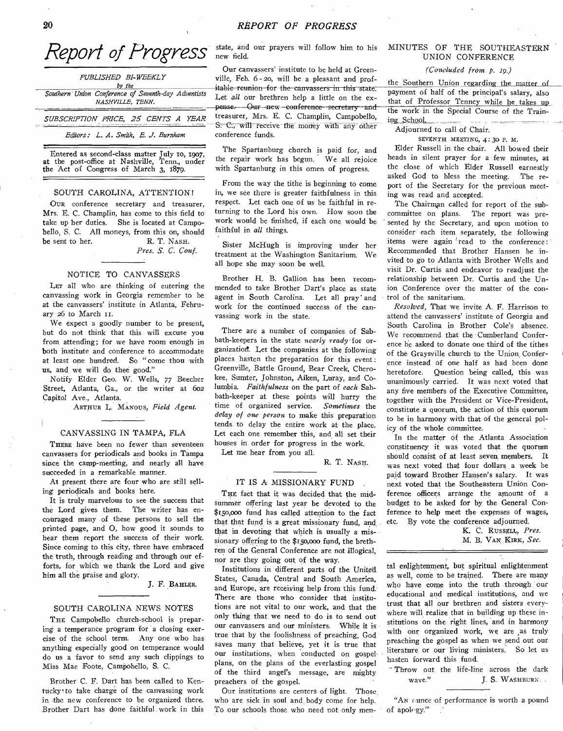# Report of Progress

*PUBLISHED BI-WEEKLY*
*by the*
*Southern Union Conference of Seventh-day Adventists*
*NASHVILLE, TENN.*

*SUBSCRIPTION PRICE, 25 CENTS A YEAR*

*Editors: L. A. Smith, E. J. Burnham*

Entered as second-class matter July 10, 1907, at the post-office at Nashville, Tenn., under the Act of Congress of March 3, 1879.

## SOUTH CAROLINA, ATTENTION!

Our conference secretary and treasurer, Mrs. E. C. Champlin, has come to this field to take up her duties. She is located at Campobello, S. C. All moneys, from this on, should be sent to her.

R. T. Nash.
*Pres. S. C. Conf.*

## NOTICE TO CANVASSERS

Let all who are thinking of entering the canvassing work in Georgia remember to be at the canvassers' institute in Atlanta, February 26 to March 11.

We expect a goodly number to be present, but do not think that this will excuse you from attending; for we have room enough in both institute and conference to accommodate at least one hundred. So "come thou with us, and we will do thee good."

Notify Elder Geo. W. Wells, 77 Beecher Street, Atlanta, Ga., or the writer at 602 Capitol Ave., Atlanta.

Arthur L. Manous, *Field Agent.*

## CANVASSING IN TAMPA, FLA

There have been no fewer than seventeen canvassers for periodicals and books in Tampa since the camp-meeting, and nearly all have succeeded in a remarkable manner.

At present there are four who are still selling periodicals and books here.

It is truly marvelous to see the success that the Lord gives them. The writer has encouraged many of these persons to sell the printed page, and O, how good it sounds to hear them report the success of their work. Since coming to this city, three have embraced the truth, through reading and through our efforts, for which we thank the Lord and give him all the praise and glory.

J. F. Bahler.

## SOUTH CAROLINA NEWS NOTES

The Campobello church-school is preparing a temperance program for a closing exercise of the school term. Any one who has anything especially good on temperance would do us a favor to send any such clippings to Miss Mae Foote, Campobello, S. C.

Brother C. F. Dart has been called to Kentucky to take charge of the canvassing work in the new conference to be organized there. Brother Dart has done faithful work in this state, and our prayers will follow him to his new field.

Our canvassers' institute to be held at Greenville, Feb. 6-20, will be a pleasant and profitable reunion for the canvassers in this state. Let *all* our brethren help a little on the expense. Our new conference secretary and treasurer, Mrs. E. C. Champlin, Campobello, S. C., will receive the money with any other conference funds.

The Spartanburg church is paid for, and the repair work has begun. We all rejoice with Spartanburg in this omen of progress.

From the way the tithe is beginning to come in, we see there is greater faithfulness in this respect. Let each one of us be faithful in returning to the Lord his own. How soon the work would be finished, if each one would be faithful in *all* things.

Sister McHugh is improving under her treatment at the Washington Sanitarium. We all hope she may soon be well.

Brother H. B. Gallion has been recommended to take Brother Dart's place as state agent in South Carolina. Let all pray and work for the continued success of the canvassing work in the state.

There are a number of companies of Sabbath-keepers in the state *nearly ready* for organization. Let the companies at the following places hasten the preparation for this event: Greenville, Battle Ground, Bear Creek, Cherokee, Sumter, Johnston, Aiken, Luray, and Columbia. *Faithfulness* on the part of *each* Sabbath-keeper at these points will hurry the time of organized service. *Sometimes* the *delay of one person* to make this preparation tends to delay the entire work at the place. Let each one remember this, and all set their houses in order for progress in the work.

Let me hear from you all.

R. T. Nash.

## IT IS A MISSIONARY FUND

The fact that it was decided that the midsummer offering last year be devoted to the $150,000 fund has called attention to the fact that that fund is a great missionary fund, and that in devoting that which is usually a missionary offering to the $150,000 fund, the brethren of the General Conference are not illogical, nor are they going out of the way.

Institutions in different parts of the United States, Canada, Central and South America, and Europe, are receiving help from this fund. There are those who consider that institutions are not vital to our work, and that the only thing that we need to do is to send out our canvassers and our ministers. While it is true that by the foolishness of preaching, God saves many that believe, yet it is true that our institutions, when conducted on gospel plans, on the plans of the everlasting gospel of the third angel's message, are mighty preachers of the gospel.

Our institutions are centers of light. Those who are sick in soul and body come for help. To our schools those who need not only mental enlightenment, but spiritual enlightenment as well, come to be trained. There are many who have come into the truth through our educational and medical institutions, and we trust that all our brethren and sisters everywhere will realize that in building up these institutions on the right lines, and in harmony with our organized work, we are as truly preaching the gospel as when we send out our literature or our living ministers. So let us hasten forward this fund.

"Throw out the life-line across the dark wave."

J. S. Washburn.

## MINUTES OF THE SOUTHEASTERN UNION CONFERENCE

*(Concluded from p. 19.)*

the Southern Union regarding the matter of payment of half of the principal's salary, also that of Professor Tenney while he takes up the work in the Special Course of the Training School.

Adjourned to call of Chair.

SEVENTH MEETING, 4:30 P. M.

Elder Russell in the chair. All bowed their heads in silent prayer for a few minutes, at the close of which Elder Russell earnestly asked God to bless the meeting. The report of the Secretary for the previous meeting was read and accepted.

The Chairman called for report of the subcommittee on plans. The report was presented by the Secretary, and upon motion to consider each item separately, the following items were again read to the conference: Recommended that Brother Hansen be invited to go to Atlanta with Brother Wells and visit Dr. Curtis and endeavor to readjust the relationship between Dr. Curtis and the Union Conference over the matter of the control of the sanitarium.

*Resolved,* That we invite A. F. Harrison to attend the canvassers' institute of Georgia and South Carolina in Brother Cole's absence. We recommend that the Cumberland Conference be asked to donate one third of the tithes of the Graysville church to the Union Conference instead of one half as had been done heretofore. Question being called, this was unanimously carried. It was next voted that any five members of the Executive Committee, together with the President or Vice-President, constitute a quorum, the action of this quorum to be in harmony with that of the general policy of the whole committee.

In the matter of the Atlanta Association constituency it was voted that the quorum should consist of at least seven members. It was next voted that four dollars a week be paid toward Brother Hansen's salary. It was next voted that the Southeastern Union Conference officers arrange the amount of a budget to be asked for by the General Conference to help meet the expenses of wages, etc. By vote the conference adjourned.

K. C. Russell, *Pres.*
M. B. Van Kirk, *Sec.*

"An ounce of performance is worth a pound of apology."